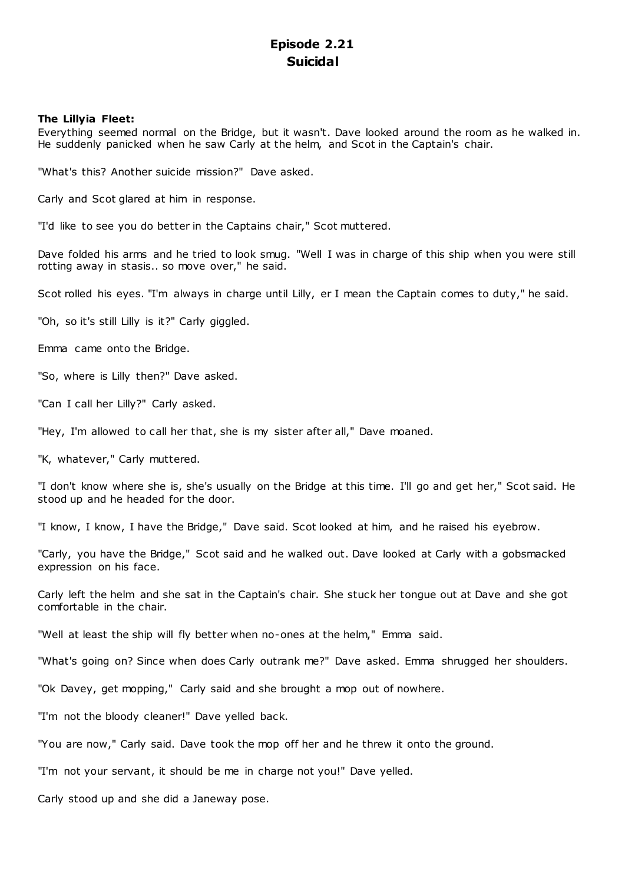# Episode 2.21
# Suicidal

**The Lillyia Fleet:**
Everything seemed normal on the Bridge, but it wasn't. Dave looked around the room as he walked in. He suddenly panicked when he saw Carly at the helm, and Scot in the Captain's chair.

"What's this? Another suicide mission?" Dave asked.

Carly and Scot glared at him in response.

"I'd like to see you do better in the Captains chair," Scot muttered.

Dave folded his arms and he tried to look smug. "Well I was in charge of this ship when you were still rotting away in stasis.. so move over," he said.

Scot rolled his eyes. "I'm always in charge until Lilly, er I mean the Captain comes to duty," he said.

"Oh, so it's still Lilly is it?" Carly giggled.

Emma came onto the Bridge.

"So, where is Lilly then?" Dave asked.

"Can I call her Lilly?" Carly asked.

"Hey, I'm allowed to call her that, she is my sister after all," Dave moaned.

"K, whatever," Carly muttered.

"I don't know where she is, she's usually on the Bridge at this time. I'll go and get her," Scot said. He stood up and he headed for the door.

"I know, I know, I have the Bridge," Dave said. Scot looked at him, and he raised his eyebrow.

"Carly, you have the Bridge," Scot said and he walked out. Dave looked at Carly with a gobsmacked expression on his face.

Carly left the helm and she sat in the Captain's chair. She stuck her tongue out at Dave and she got comfortable in the chair.

"Well at least the ship will fly better when no-ones at the helm," Emma said.

"What's going on? Since when does Carly outrank me?" Dave asked. Emma shrugged her shoulders.

"Ok Davey, get mopping," Carly said and she brought a mop out of nowhere.

"I'm not the bloody cleaner!" Dave yelled back.

"You are now," Carly said. Dave took the mop off her and he threw it onto the ground.

"I'm not your servant, it should be me in charge not you!" Dave yelled.

Carly stood up and she did a Janeway pose.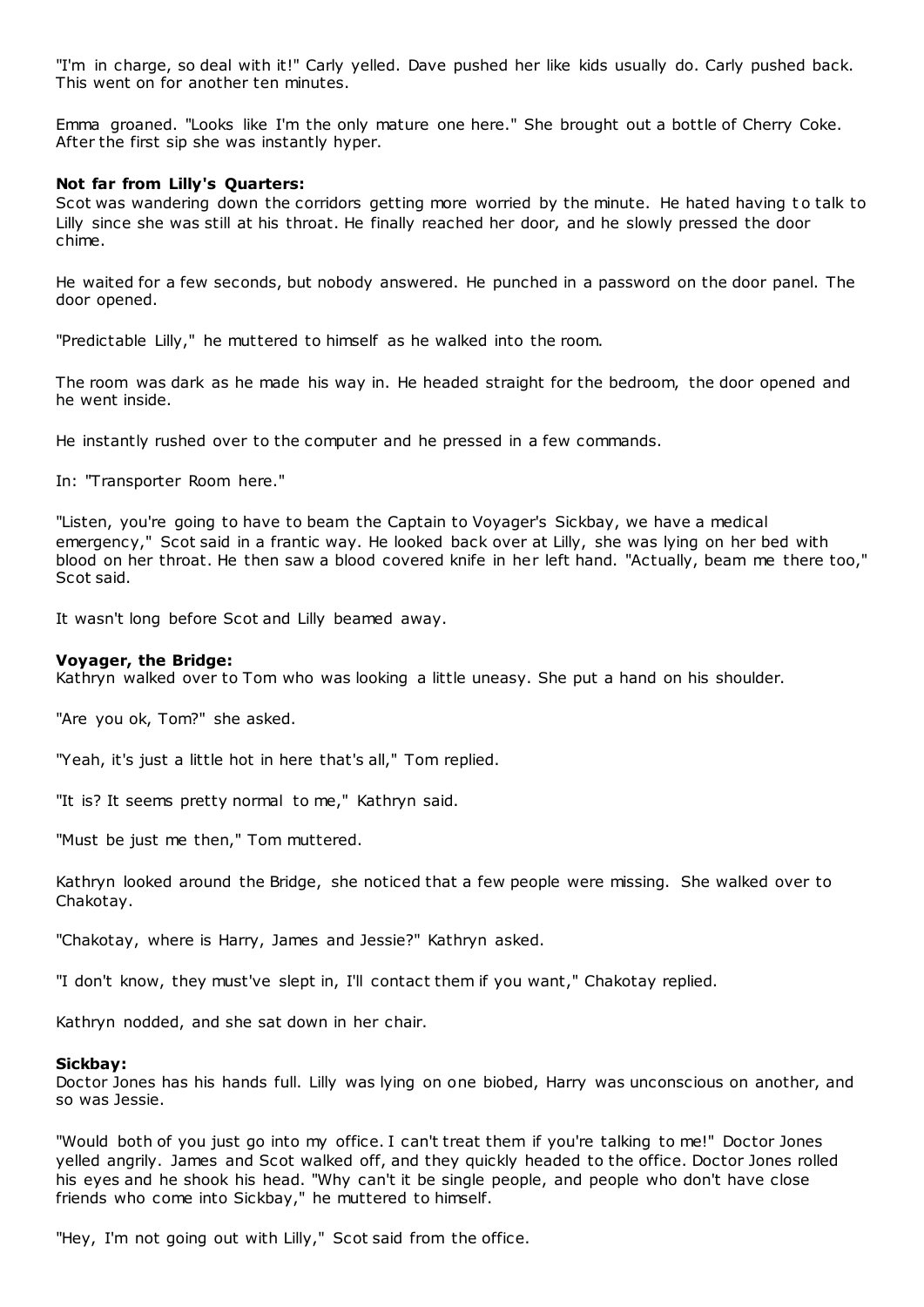"I'm in charge, so deal with it!" Carly yelled. Dave pushed her like kids usually do. Carly pushed back. This went on for another ten minutes.

Emma groaned. "Looks like I'm the only mature one here." She brought out a bottle of Cherry Coke. After the first sip she was instantly hyper.

**Not far from Lilly's Quarters:**
Scot was wandering down the corridors getting more worried by the minute. He hated having to talk to Lilly since she was still at his throat. He finally reached her door, and he slowly pressed the door chime.

He waited for a few seconds, but nobody answered. He punched in a password on the door panel. The door opened.

"Predictable Lilly," he muttered to himself as he walked into the room.

The room was dark as he made his way in. He headed straight for the bedroom, the door opened and he went inside.

He instantly rushed over to the computer and he pressed in a few commands.

In: "Transporter Room here."

"Listen, you're going to have to beam the Captain to Voyager's Sickbay, we have a medical emergency," Scot said in a frantic way. He looked back over at Lilly, she was lying on her bed with blood on her throat. He then saw a blood covered knife in her left hand. "Actually, beam me there too," Scot said.

It wasn't long before Scot and Lilly beamed away.

**Voyager, the Bridge:**
Kathryn walked over to Tom who was looking a little uneasy. She put a hand on his shoulder.

"Are you ok, Tom?" she asked.

"Yeah, it's just a little hot in here that's all," Tom replied.

"It is? It seems pretty normal to me," Kathryn said.

"Must be just me then," Tom muttered.

Kathryn looked around the Bridge, she noticed that a few people were missing. She walked over to Chakotay.

"Chakotay, where is Harry, James and Jessie?" Kathryn asked.

"I don't know, they must've slept in, I'll contact them if you want," Chakotay replied.

Kathryn nodded, and she sat down in her chair.

**Sickbay:**
Doctor Jones has his hands full. Lilly was lying on one biobed, Harry was unconscious on another, and so was Jessie.

"Would both of you just go into my office. I can't treat them if you're talking to me!" Doctor Jones yelled angrily. James and Scot walked off, and they quickly headed to the office. Doctor Jones rolled his eyes and he shook his head. "Why can't it be single people, and people who don't have close friends who come into Sickbay," he muttered to himself.

"Hey, I'm not going out with Lilly," Scot said from the office.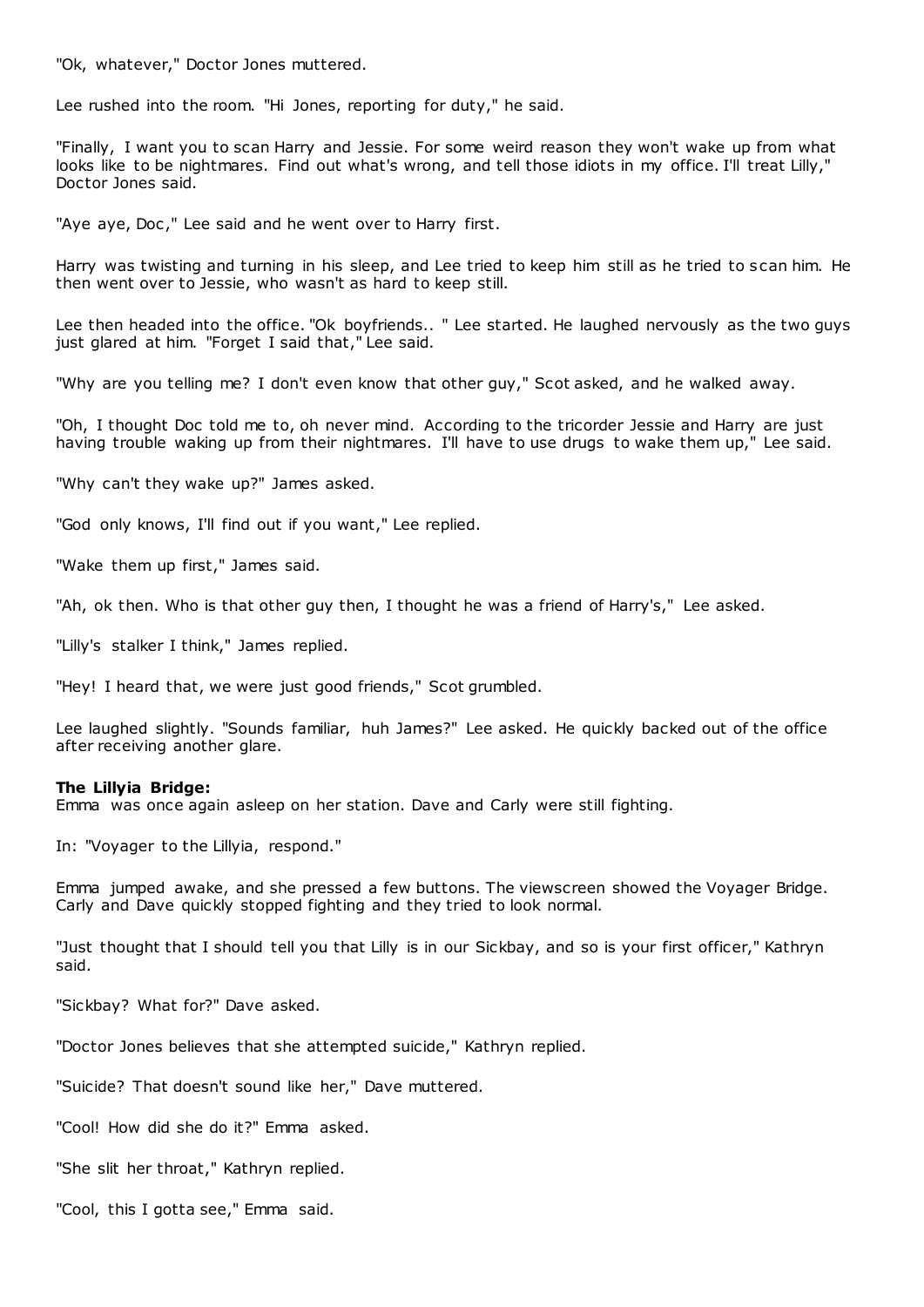"Ok, whatever," Doctor Jones muttered.

Lee rushed into the room. "Hi Jones, reporting for duty," he said.

"Finally, I want you to scan Harry and Jessie. For some weird reason they won't wake up from what looks like to be nightmares. Find out what's wrong, and tell those idiots in my office. I'll treat Lilly," Doctor Jones said.

"Aye aye, Doc," Lee said and he went over to Harry first.

Harry was twisting and turning in his sleep, and Lee tried to keep him still as he tried to scan him. He then went over to Jessie, who wasn't as hard to keep still.

Lee then headed into the office. "Ok boyfriends.. " Lee started. He laughed nervously as the two guys just glared at him. "Forget I said that," Lee said.

"Why are you telling me? I don't even know that other guy," Scot asked, and he walked away.

"Oh, I thought Doc told me to, oh never mind. According to the tricorder Jessie and Harry are just having trouble waking up from their nightmares. I'll have to use drugs to wake them up," Lee said.

"Why can't they wake up?" James asked.

"God only knows, I'll find out if you want," Lee replied.

"Wake them up first," James said.

"Ah, ok then. Who is that other guy then, I thought he was a friend of Harry's," Lee asked.

"Lilly's stalker I think," James replied.

"Hey! I heard that, we were just good friends," Scot grumbled.

Lee laughed slightly. "Sounds familiar, huh James?" Lee asked. He quickly backed out of the office after receiving another glare.

**The Lillyia Bridge:**
Emma was once again asleep on her station. Dave and Carly were still fighting.

In: "Voyager to the Lillyia, respond."

Emma jumped awake, and she pressed a few buttons. The viewscreen showed the Voyager Bridge. Carly and Dave quickly stopped fighting and they tried to look normal.

"Just thought that I should tell you that Lilly is in our Sickbay, and so is your first officer," Kathryn said.

"Sickbay? What for?" Dave asked.

"Doctor Jones believes that she attempted suicide," Kathryn replied.

"Suicide? That doesn't sound like her," Dave muttered.

"Cool! How did she do it?" Emma asked.

"She slit her throat," Kathryn replied.

"Cool, this I gotta see," Emma said.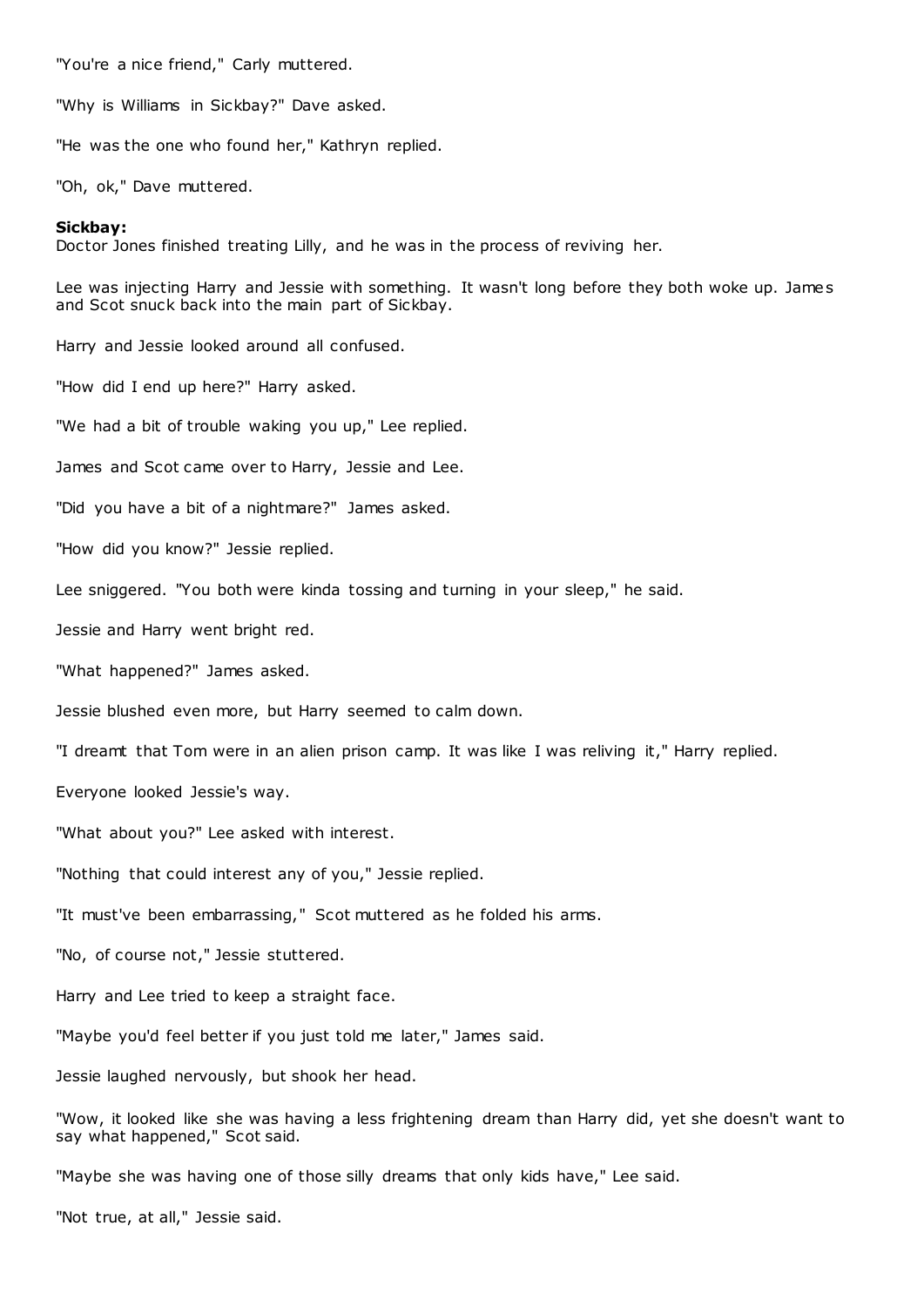"You're a nice friend," Carly muttered.

"Why is Williams in Sickbay?" Dave asked.

"He was the one who found her," Kathryn replied.

"Oh, ok," Dave muttered.

**Sickbay:**
Doctor Jones finished treating Lilly, and he was in the process of reviving her.

Lee was injecting Harry and Jessie with something. It wasn't long before they both woke up. James and Scot snuck back into the main part of Sickbay.

Harry and Jessie looked around all confused.

"How did I end up here?" Harry asked.

"We had a bit of trouble waking you up," Lee replied.

James and Scot came over to Harry, Jessie and Lee.

"Did you have a bit of a nightmare?" James asked.

"How did you know?" Jessie replied.

Lee sniggered. "You both were kinda tossing and turning in your sleep," he said.

Jessie and Harry went bright red.

"What happened?" James asked.

Jessie blushed even more, but Harry seemed to calm down.

"I dreamt that Tom were in an alien prison camp. It was like I was reliving it," Harry replied.

Everyone looked Jessie's way.

"What about you?" Lee asked with interest.

"Nothing that could interest any of you," Jessie replied.

"It must've been embarrassing," Scot muttered as he folded his arms.

"No, of course not," Jessie stuttered.

Harry and Lee tried to keep a straight face.

"Maybe you'd feel better if you just told me later," James said.

Jessie laughed nervously, but shook her head.

"Wow, it looked like she was having a less frightening dream than Harry did, yet she doesn't want to say what happened," Scot said.

"Maybe she was having one of those silly dreams that only kids have," Lee said.

"Not true, at all," Jessie said.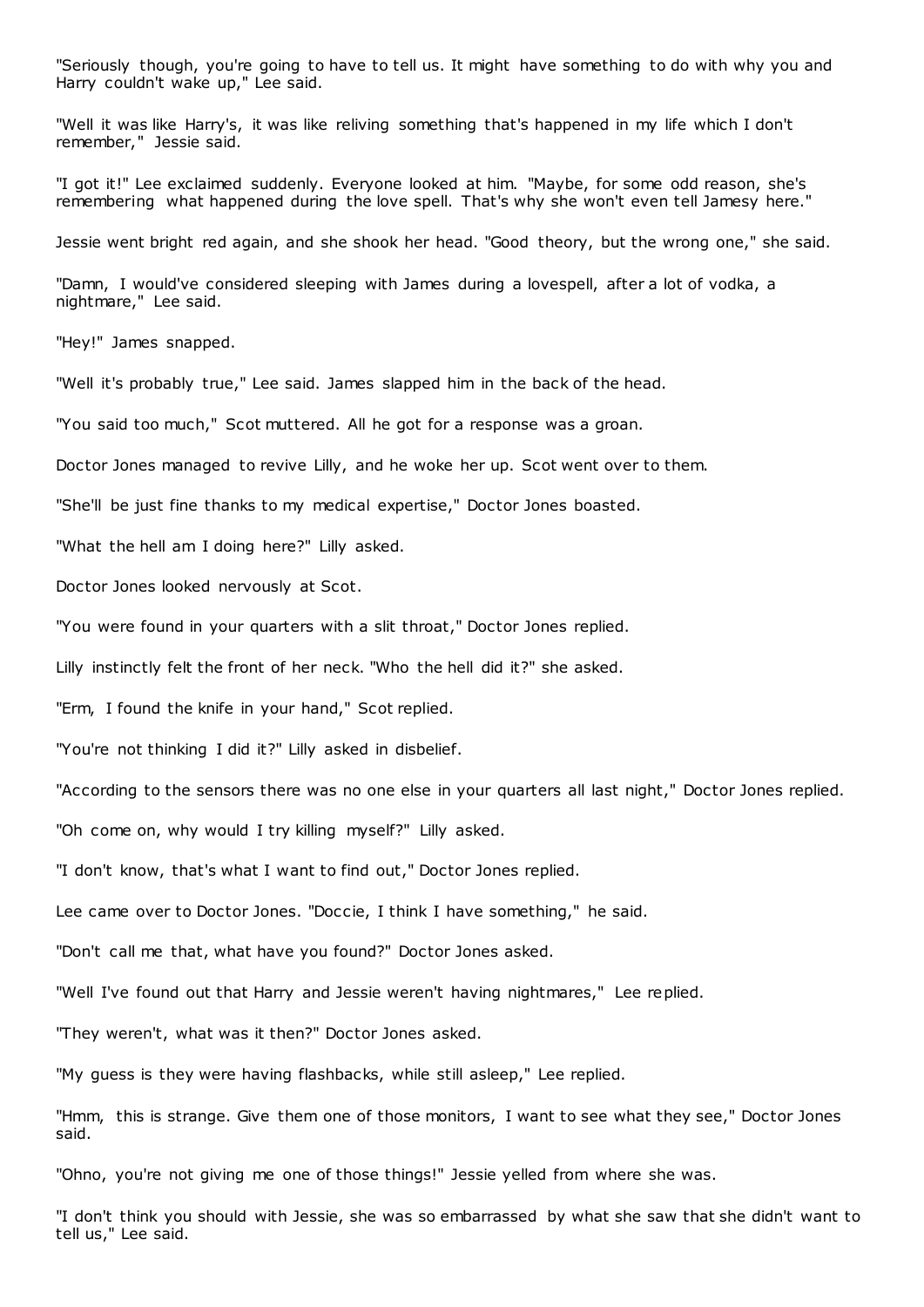"Seriously though, you're going to have to tell us. It might have something to do with why you and Harry couldn't wake up," Lee said.

"Well it was like Harry's, it was like reliving something that's happened in my life which I don't remember," Jessie said.

"I got it!" Lee exclaimed suddenly. Everyone looked at him. "Maybe, for some odd reason, she's remembering what happened during the love spell. That's why she won't even tell Jamesy here."

Jessie went bright red again, and she shook her head. "Good theory, but the wrong one," she said.

"Damn, I would've considered sleeping with James during a lovespell, after a lot of vodka, a nightmare," Lee said.

"Hey!" James snapped.

"Well it's probably true," Lee said. James slapped him in the back of the head.

"You said too much," Scot muttered. All he got for a response was a groan.

Doctor Jones managed to revive Lilly, and he woke her up. Scot went over to them.

"She'll be just fine thanks to my medical expertise," Doctor Jones boasted.

"What the hell am I doing here?" Lilly asked.

Doctor Jones looked nervously at Scot.

"You were found in your quarters with a slit throat," Doctor Jones replied.

Lilly instinctly felt the front of her neck. "Who the hell did it?" she asked.

"Erm, I found the knife in your hand," Scot replied.

"You're not thinking I did it?" Lilly asked in disbelief.

"According to the sensors there was no one else in your quarters all last night," Doctor Jones replied.

"Oh come on, why would I try killing myself?" Lilly asked.

"I don't know, that's what I want to find out," Doctor Jones replied.

Lee came over to Doctor Jones. "Doccie, I think I have something," he said.

"Don't call me that, what have you found?" Doctor Jones asked.

"Well I've found out that Harry and Jessie weren't having nightmares," Lee replied.

"They weren't, what was it then?" Doctor Jones asked.

"My guess is they were having flashbacks, while still asleep," Lee replied.

"Hmm, this is strange. Give them one of those monitors, I want to see what they see," Doctor Jones said.

"Ohno, you're not giving me one of those things!" Jessie yelled from where she was.

"I don't think you should with Jessie, she was so embarrassed by what she saw that she didn't want to tell us," Lee said.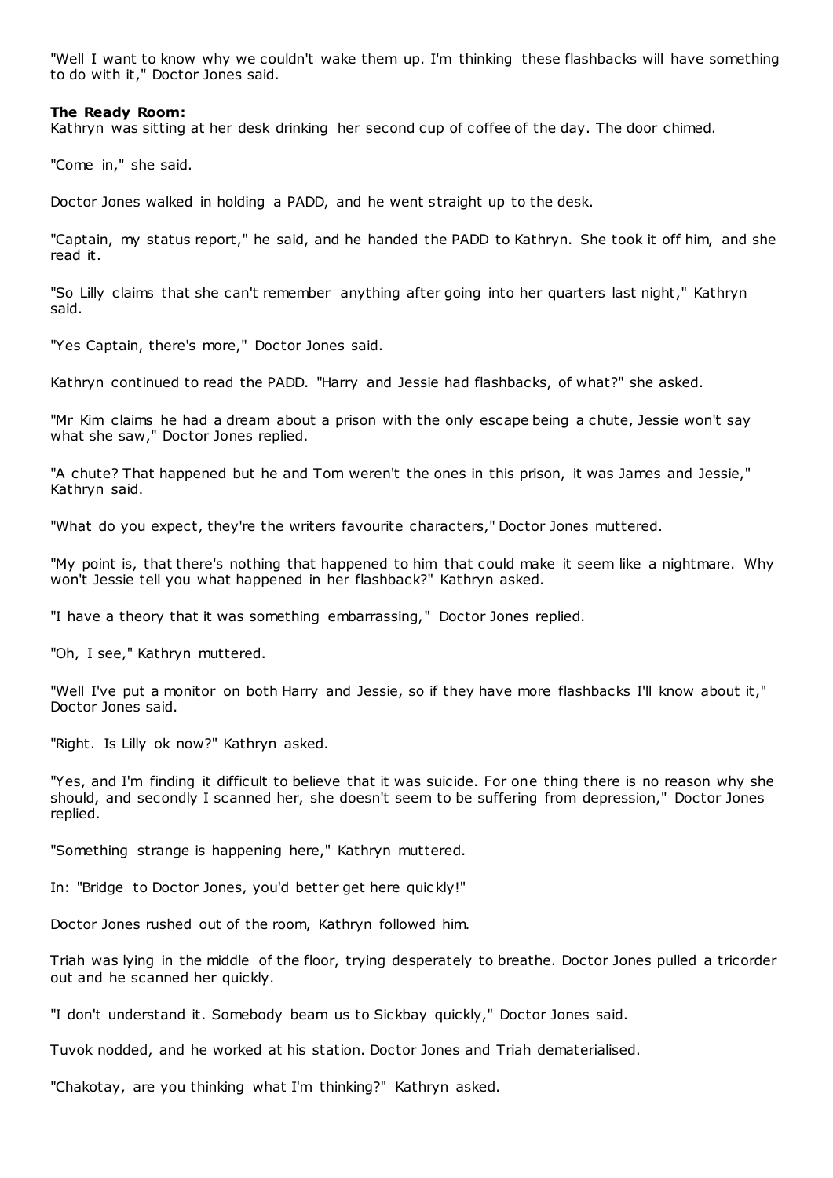"Well I want to know why we couldn't wake them up. I'm thinking these flashbacks will have something to do with it," Doctor Jones said.

**The Ready Room:**

Kathryn was sitting at her desk drinking her second cup of coffee of the day. The door chimed.

"Come in," she said.

Doctor Jones walked in holding a PADD, and he went straight up to the desk.

"Captain, my status report," he said, and he handed the PADD to Kathryn. She took it off him, and she read it.

"So Lilly claims that she can't remember anything after going into her quarters last night," Kathryn said.

"Yes Captain, there's more," Doctor Jones said.

Kathryn continued to read the PADD. "Harry and Jessie had flashbacks, of what?" she asked.

"Mr Kim claims he had a dream about a prison with the only escape being a chute, Jessie won't say what she saw," Doctor Jones replied.

"A chute? That happened but he and Tom weren't the ones in this prison, it was James and Jessie," Kathryn said.

"What do you expect, they're the writers favourite characters," Doctor Jones muttered.

"My point is, that there's nothing that happened to him that could make it seem like a nightmare. Why won't Jessie tell you what happened in her flashback?" Kathryn asked.

"I have a theory that it was something embarrassing," Doctor Jones replied.

"Oh, I see," Kathryn muttered.

"Well I've put a monitor on both Harry and Jessie, so if they have more flashbacks I'll know about it," Doctor Jones said.

"Right. Is Lilly ok now?" Kathryn asked.

"Yes, and I'm finding it difficult to believe that it was suicide. For one thing there is no reason why she should, and secondly I scanned her, she doesn't seem to be suffering from depression," Doctor Jones replied.

"Something strange is happening here," Kathryn muttered.

In: "Bridge to Doctor Jones, you'd better get here quickly!"

Doctor Jones rushed out of the room, Kathryn followed him.

Triah was lying in the middle of the floor, trying desperately to breathe. Doctor Jones pulled a tricorder out and he scanned her quickly.

"I don't understand it. Somebody beam us to Sickbay quickly," Doctor Jones said.

Tuvok nodded, and he worked at his station. Doctor Jones and Triah dematerialised.

"Chakotay, are you thinking what I'm thinking?" Kathryn asked.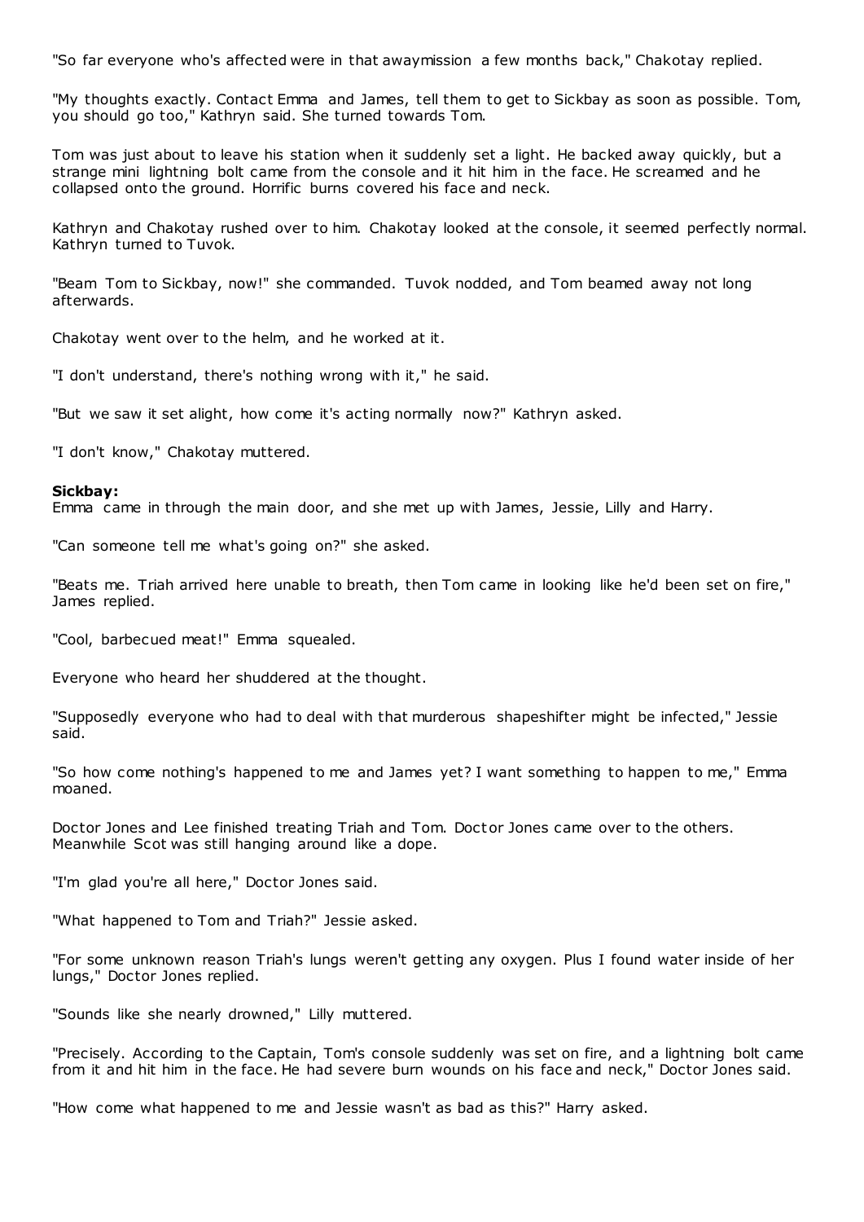"So far everyone who's affected were in that awaymission a few months back," Chakotay replied.

"My thoughts exactly. Contact Emma and James, tell them to get to Sickbay as soon as possible. Tom, you should go too," Kathryn said. She turned towards Tom.

Tom was just about to leave his station when it suddenly set a light. He backed away quickly, but a strange mini lightning bolt came from the console and it hit him in the face. He screamed and he collapsed onto the ground. Horrific burns covered his face and neck.

Kathryn and Chakotay rushed over to him. Chakotay looked at the console, it seemed perfectly normal. Kathryn turned to Tuvok.

"Beam Tom to Sickbay, now!" she commanded. Tuvok nodded, and Tom beamed away not long afterwards.

Chakotay went over to the helm, and he worked at it.

"I don't understand, there's nothing wrong with it," he said.

"But we saw it set alight, how come it's acting normally now?" Kathryn asked.

"I don't know," Chakotay muttered.

**Sickbay:**
Emma came in through the main door, and she met up with James, Jessie, Lilly and Harry.

"Can someone tell me what's going on?" she asked.

"Beats me. Triah arrived here unable to breath, then Tom came in looking like he'd been set on fire," James replied.

"Cool, barbecued meat!" Emma squealed.

Everyone who heard her shuddered at the thought.

"Supposedly everyone who had to deal with that murderous shapeshifter might be infected," Jessie said.

"So how come nothing's happened to me and James yet? I want something to happen to me," Emma moaned.

Doctor Jones and Lee finished treating Triah and Tom. Doctor Jones came over to the others. Meanwhile Scot was still hanging around like a dope.

"I'm glad you're all here," Doctor Jones said.

"What happened to Tom and Triah?" Jessie asked.

"For some unknown reason Triah's lungs weren't getting any oxygen. Plus I found water inside of her lungs," Doctor Jones replied.

"Sounds like she nearly drowned," Lilly muttered.

"Precisely. According to the Captain, Tom's console suddenly was set on fire, and a lightning bolt came from it and hit him in the face. He had severe burn wounds on his face and neck," Doctor Jones said.

"How come what happened to me and Jessie wasn't as bad as this?" Harry asked.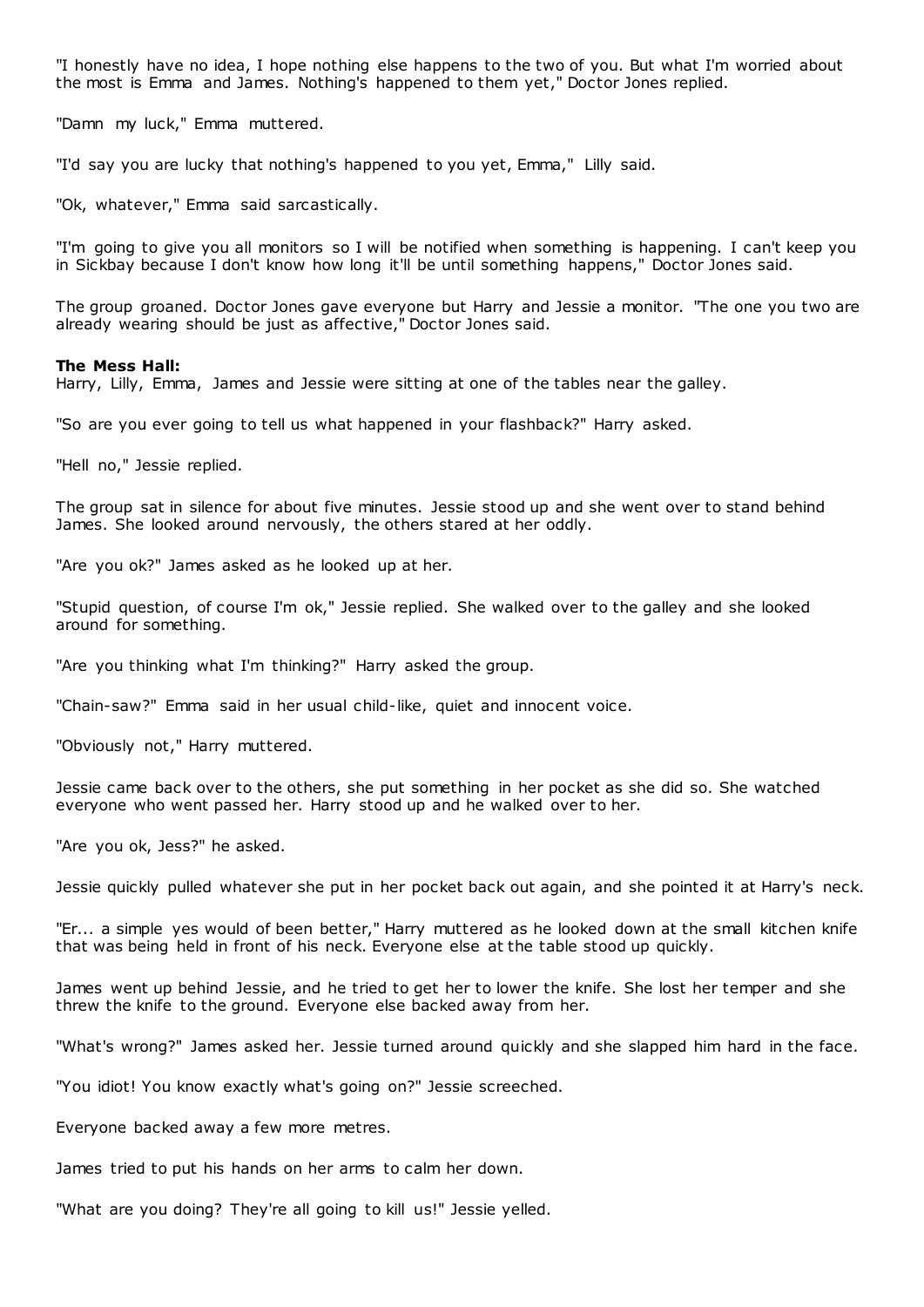"I honestly have no idea, I hope nothing else happens to the two of you. But what I'm worried about the most is Emma and James. Nothing's happened to them yet," Doctor Jones replied.

"Damn my luck," Emma muttered.

"I'd say you are lucky that nothing's happened to you yet, Emma," Lilly said.

"Ok, whatever," Emma said sarcastically.

"I'm going to give you all monitors so I will be notified when something is happening. I can't keep you in Sickbay because I don't know how long it'll be until something happens," Doctor Jones said.

The group groaned. Doctor Jones gave everyone but Harry and Jessie a monitor. "The one you two are already wearing should be just as affective," Doctor Jones said.

**The Mess Hall:**
Harry, Lilly, Emma, James and Jessie were sitting at one of the tables near the galley.

"So are you ever going to tell us what happened in your flashback?" Harry asked.

"Hell no," Jessie replied.

The group sat in silence for about five minutes. Jessie stood up and she went over to stand behind James. She looked around nervously, the others stared at her oddly.

"Are you ok?" James asked as he looked up at her.

"Stupid question, of course I'm ok," Jessie replied. She walked over to the galley and she looked around for something.

"Are you thinking what I'm thinking?" Harry asked the group.

"Chain-saw?" Emma said in her usual child-like, quiet and innocent voice.

"Obviously not," Harry muttered.

Jessie came back over to the others, she put something in her pocket as she did so. She watched everyone who went passed her. Harry stood up and he walked over to her.

"Are you ok, Jess?" he asked.

Jessie quickly pulled whatever she put in her pocket back out again, and she pointed it at Harry's neck.

"Er... a simple yes would of been better," Harry muttered as he looked down at the small kitchen knife that was being held in front of his neck. Everyone else at the table stood up quickly.

James went up behind Jessie, and he tried to get her to lower the knife. She lost her temper and she threw the knife to the ground. Everyone else backed away from her.

"What's wrong?" James asked her. Jessie turned around quickly and she slapped him hard in the face.

"You idiot! You know exactly what's going on?" Jessie screeched.

Everyone backed away a few more metres.

James tried to put his hands on her arms to calm her down.

"What are you doing? They're all going to kill us!" Jessie yelled.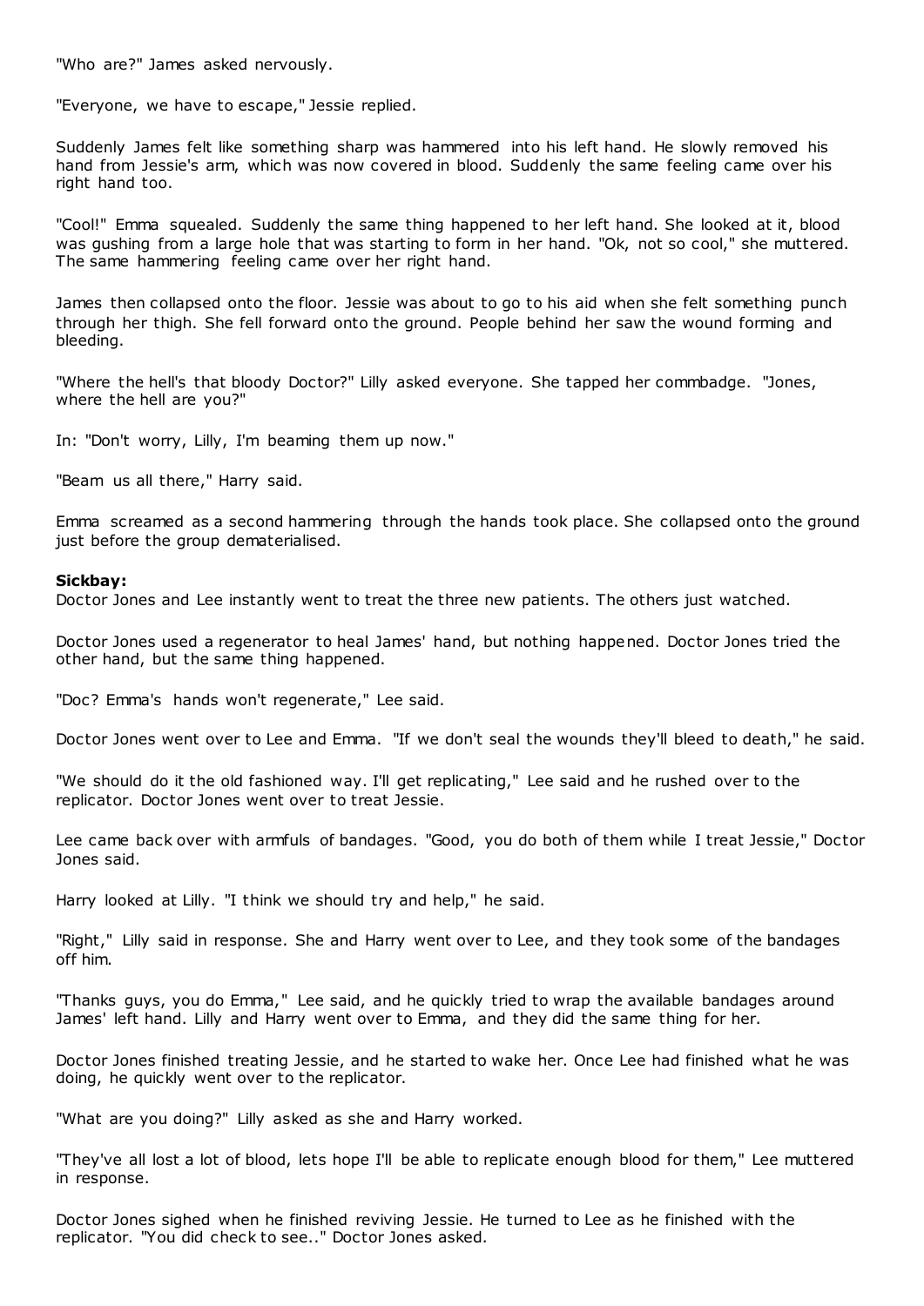"Who are?" James asked nervously.

"Everyone, we have to escape," Jessie replied.

Suddenly James felt like something sharp was hammered into his left hand. He slowly removed his hand from Jessie's arm, which was now covered in blood. Suddenly the same feeling came over his right hand too.

"Cool!" Emma squealed. Suddenly the same thing happened to her left hand. She looked at it, blood was gushing from a large hole that was starting to form in her hand. "Ok, not so cool," she muttered. The same hammering feeling came over her right hand.

James then collapsed onto the floor. Jessie was about to go to his aid when she felt something punch through her thigh. She fell forward onto the ground. People behind her saw the wound forming and bleeding.

"Where the hell's that bloody Doctor?" Lilly asked everyone. She tapped her commbadge. "Jones, where the hell are you?"

In: "Don't worry, Lilly, I'm beaming them up now."

"Beam us all there," Harry said.

Emma screamed as a second hammering through the hands took place. She collapsed onto the ground just before the group dematerialised.

**Sickbay:**
Doctor Jones and Lee instantly went to treat the three new patients. The others just watched.

Doctor Jones used a regenerator to heal James' hand, but nothing happened. Doctor Jones tried the other hand, but the same thing happened.

"Doc? Emma's hands won't regenerate," Lee said.

Doctor Jones went over to Lee and Emma. "If we don't seal the wounds they'll bleed to death," he said.

"We should do it the old fashioned way. I'll get replicating," Lee said and he rushed over to the replicator. Doctor Jones went over to treat Jessie.

Lee came back over with armfuls of bandages. "Good, you do both of them while I treat Jessie," Doctor Jones said.

Harry looked at Lilly. "I think we should try and help," he said.

"Right," Lilly said in response. She and Harry went over to Lee, and they took some of the bandages off him.

"Thanks guys, you do Emma," Lee said, and he quickly tried to wrap the available bandages around James' left hand. Lilly and Harry went over to Emma, and they did the same thing for her.

Doctor Jones finished treating Jessie, and he started to wake her. Once Lee had finished what he was doing, he quickly went over to the replicator.

"What are you doing?" Lilly asked as she and Harry worked.

"They've all lost a lot of blood, lets hope I'll be able to replicate enough blood for them," Lee muttered in response.

Doctor Jones sighed when he finished reviving Jessie. He turned to Lee as he finished with the replicator. "You did check to see.." Doctor Jones asked.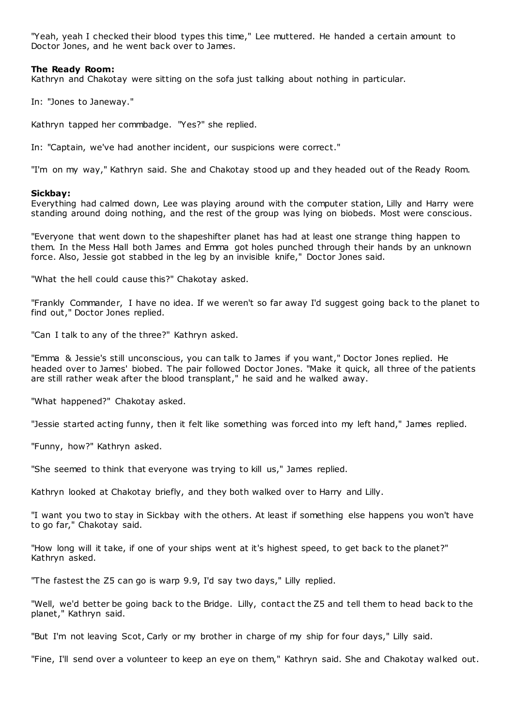"Yeah, yeah I checked their blood types this time," Lee muttered. He handed a certain amount to Doctor Jones, and he went back over to James.

**The Ready Room:**
Kathryn and Chakotay were sitting on the sofa just talking about nothing in particular.

In: "Jones to Janeway."

Kathryn tapped her commbadge. "Yes?" she replied.

In: "Captain, we've had another incident, our suspicions were correct."

"I'm on my way," Kathryn said. She and Chakotay stood up and they headed out of the Ready Room.

**Sickbay:**
Everything had calmed down, Lee was playing around with the computer station, Lilly and Harry were standing around doing nothing, and the rest of the group was lying on biobeds. Most were conscious.

"Everyone that went down to the shapeshifter planet has had at least one strange thing happen to them. In the Mess Hall both James and Emma got holes punched through their hands by an unknown force. Also, Jessie got stabbed in the leg by an invisible knife," Doctor Jones said.

"What the hell could cause this?" Chakotay asked.

"Frankly Commander, I have no idea. If we weren't so far away I'd suggest going back to the planet to find out," Doctor Jones replied.

"Can I talk to any of the three?" Kathryn asked.

"Emma & Jessie's still unconscious, you can talk to James if you want," Doctor Jones replied. He headed over to James' biobed. The pair followed Doctor Jones. "Make it quick, all three of the patients are still rather weak after the blood transplant," he said and he walked away.

"What happened?" Chakotay asked.

"Jessie started acting funny, then it felt like something was forced into my left hand," James replied.

"Funny, how?" Kathryn asked.

"She seemed to think that everyone was trying to kill us," James replied.

Kathryn looked at Chakotay briefly, and they both walked over to Harry and Lilly.

"I want you two to stay in Sickbay with the others. At least if something else happens you won't have to go far," Chakotay said.

"How long will it take, if one of your ships went at it's highest speed, to get back to the planet?" Kathryn asked.

"The fastest the Z5 can go is warp 9.9, I'd say two days," Lilly replied.

"Well, we'd better be going back to the Bridge. Lilly, contact the Z5 and tell them to head back to the planet," Kathryn said.

"But I'm not leaving Scot, Carly or my brother in charge of my ship for four days," Lilly said.

"Fine, I'll send over a volunteer to keep an eye on them," Kathryn said. She and Chakotay walked out.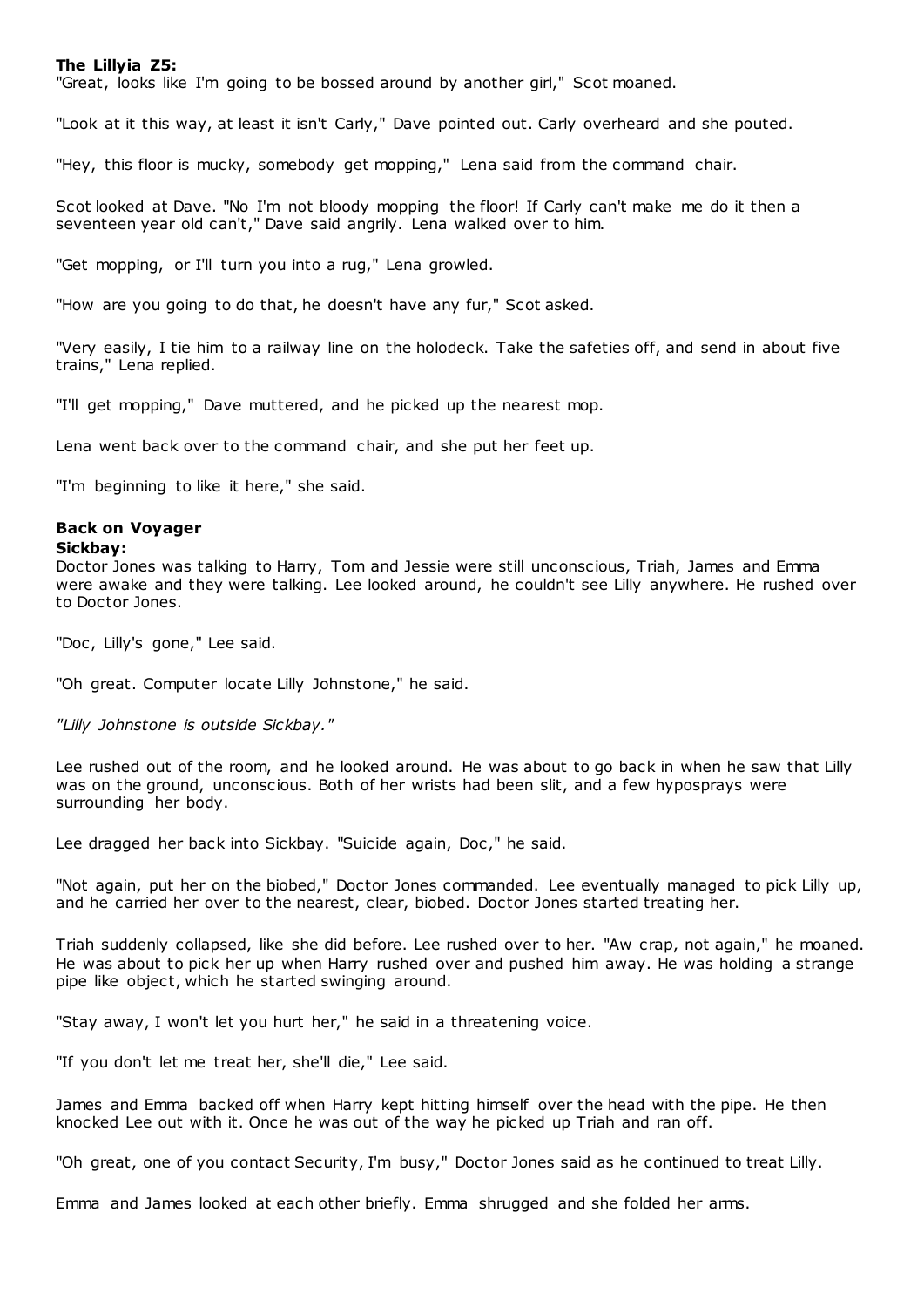**The Lillyia Z5:**

"Great, looks like I'm going to be bossed around by another girl," Scot moaned.

"Look at it this way, at least it isn't Carly," Dave pointed out. Carly overheard and she pouted.

"Hey, this floor is mucky, somebody get mopping," Lena said from the command chair.

Scot looked at Dave. "No I'm not bloody mopping the floor! If Carly can't make me do it then a seventeen year old can't," Dave said angrily. Lena walked over to him.

"Get mopping, or I'll turn you into a rug," Lena growled.

"How are you going to do that, he doesn't have any fur," Scot asked.

"Very easily, I tie him to a railway line on the holodeck. Take the safeties off, and send in about five trains," Lena replied.

"I'll get mopping," Dave muttered, and he picked up the nearest mop.

Lena went back over to the command chair, and she put her feet up.

"I'm beginning to like it here," she said.

## Back on Voyager

**Sickbay:**

Doctor Jones was talking to Harry, Tom and Jessie were still unconscious, Triah, James and Emma were awake and they were talking. Lee looked around, he couldn't see Lilly anywhere. He rushed over to Doctor Jones.

"Doc, Lilly's gone," Lee said.

"Oh great. Computer locate Lilly Johnstone," he said.

*"Lilly Johnstone is outside Sickbay."*

Lee rushed out of the room, and he looked around. He was about to go back in when he saw that Lilly was on the ground, unconscious. Both of her wrists had been slit, and a few hyposprays were surrounding her body.

Lee dragged her back into Sickbay. "Suicide again, Doc," he said.

"Not again, put her on the biobed," Doctor Jones commanded. Lee eventually managed to pick Lilly up, and he carried her over to the nearest, clear, biobed. Doctor Jones started treating her.

Triah suddenly collapsed, like she did before. Lee rushed over to her. "Aw crap, not again," he moaned. He was about to pick her up when Harry rushed over and pushed him away. He was holding a strange pipe like object, which he started swinging around.

"Stay away, I won't let you hurt her," he said in a threatening voice.

"If you don't let me treat her, she'll die," Lee said.

James and Emma backed off when Harry kept hitting himself over the head with the pipe. He then knocked Lee out with it. Once he was out of the way he picked up Triah and ran off.

"Oh great, one of you contact Security, I'm busy," Doctor Jones said as he continued to treat Lilly.

Emma and James looked at each other briefly. Emma shrugged and she folded her arms.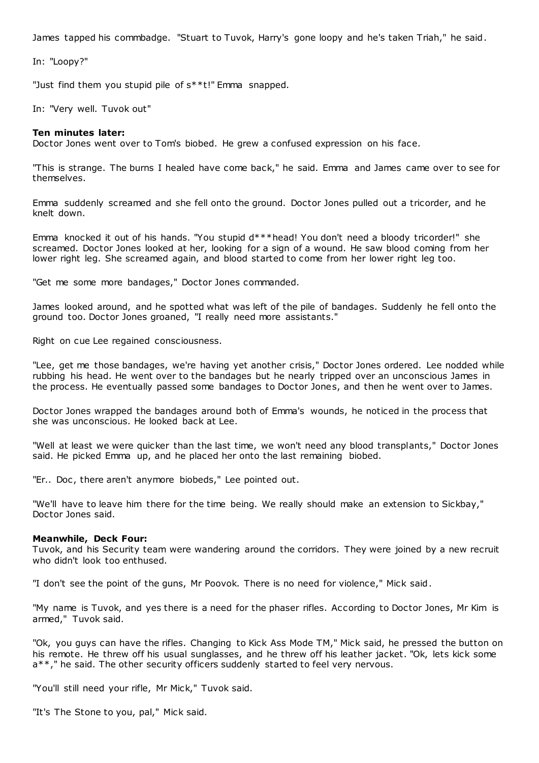James tapped his commbadge. "Stuart to Tuvok, Harry's gone loopy and he's taken Triah," he said.

In: "Loopy?"

"Just find them you stupid pile of s**t!" Emma snapped.

In: "Very well. Tuvok out"

**Ten minutes later:**
Doctor Jones went over to Tom's biobed. He grew a confused expression on his face.

"This is strange. The burns I healed have come back," he said. Emma and James came over to see for themselves.

Emma suddenly screamed and she fell onto the ground. Doctor Jones pulled out a tricorder, and he knelt down.

Emma knocked it out of his hands. "You stupid d***head! You don't need a bloody tricorder!" she screamed. Doctor Jones looked at her, looking for a sign of a wound. He saw blood coming from her lower right leg. She screamed again, and blood started to come from her lower right leg too.

"Get me some more bandages," Doctor Jones commanded.

James looked around, and he spotted what was left of the pile of bandages. Suddenly he fell onto the ground too. Doctor Jones groaned, "I really need more assistants."

Right on cue Lee regained consciousness.

"Lee, get me those bandages, we're having yet another crisis," Doctor Jones ordered. Lee nodded while rubbing his head. He went over to the bandages but he nearly tripped over an unconscious James in the process. He eventually passed some bandages to Doctor Jones, and then he went over to James.

Doctor Jones wrapped the bandages around both of Emma's wounds, he noticed in the process that she was unconscious. He looked back at Lee.

"Well at least we were quicker than the last time, we won't need any blood transplants," Doctor Jones said. He picked Emma up, and he placed her onto the last remaining biobed.

"Er.. Doc, there aren't anymore biobeds," Lee pointed out.

"We'll have to leave him there for the time being. We really should make an extension to Sickbay," Doctor Jones said.

**Meanwhile, Deck Four:**
Tuvok, and his Security team were wandering around the corridors. They were joined by a new recruit who didn't look too enthused.

"I don't see the point of the guns, Mr Poovok. There is no need for violence," Mick said.

"My name is Tuvok, and yes there is a need for the phaser rifles. According to Doctor Jones, Mr Kim is armed," Tuvok said.

"Ok, you guys can have the rifles. Changing to Kick Ass Mode TM," Mick said, he pressed the button on his remote. He threw off his usual sunglasses, and he threw off his leather jacket. "Ok, lets kick some a**," he said. The other security officers suddenly started to feel very nervous.

"You'll still need your rifle, Mr Mick," Tuvok said.

"It's The Stone to you, pal," Mick said.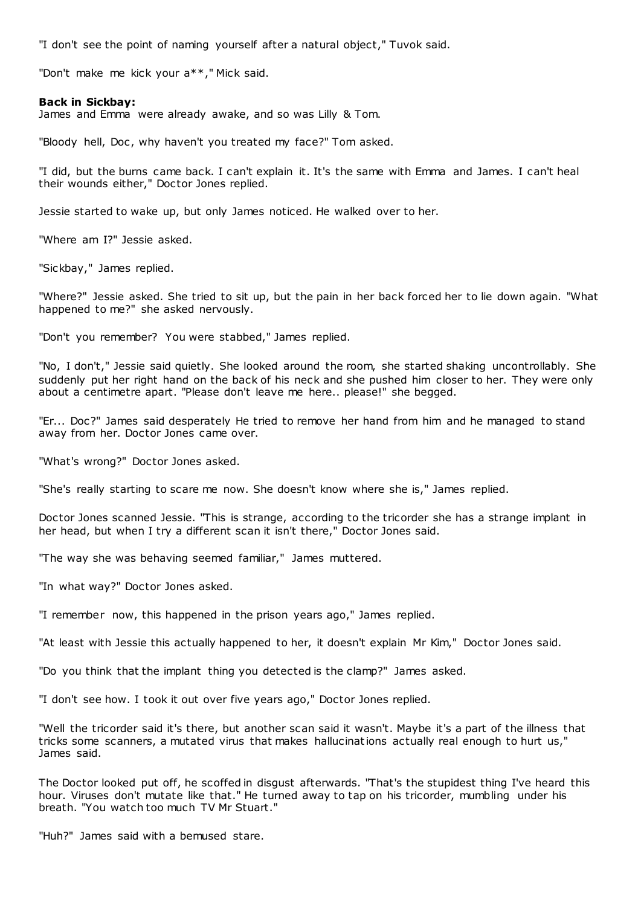"I don't see the point of naming yourself after a natural object," Tuvok said.

"Don't make me kick your a**," Mick said.

**Back in Sickbay:**

James and Emma were already awake, and so was Lilly & Tom.

"Bloody hell, Doc, why haven't you treated my face?" Tom asked.

"I did, but the burns came back. I can't explain it. It's the same with Emma and James. I can't heal their wounds either," Doctor Jones replied.

Jessie started to wake up, but only James noticed. He walked over to her.

"Where am I?" Jessie asked.

"Sickbay," James replied.

"Where?" Jessie asked. She tried to sit up, but the pain in her back forced her to lie down again. "What happened to me?" she asked nervously.

"Don't you remember? You were stabbed," James replied.

"No, I don't," Jessie said quietly. She looked around the room, she started shaking uncontrollably. She suddenly put her right hand on the back of his neck and she pushed him closer to her. They were only about a centimetre apart. "Please don't leave me here.. please!" she begged.

"Er... Doc?" James said desperately He tried to remove her hand from him and he managed to stand away from her. Doctor Jones came over.

"What's wrong?" Doctor Jones asked.

"She's really starting to scare me now. She doesn't know where she is," James replied.

Doctor Jones scanned Jessie. "This is strange, according to the tricorder she has a strange implant in her head, but when I try a different scan it isn't there," Doctor Jones said.

"The way she was behaving seemed familiar," James muttered.

"In what way?" Doctor Jones asked.

"I remember now, this happened in the prison years ago," James replied.

"At least with Jessie this actually happened to her, it doesn't explain Mr Kim," Doctor Jones said.

"Do you think that the implant thing you detected is the clamp?" James asked.

"I don't see how. I took it out over five years ago," Doctor Jones replied.

"Well the tricorder said it's there, but another scan said it wasn't. Maybe it's a part of the illness that tricks some scanners, a mutated virus that makes hallucinations actually real enough to hurt us," James said.

The Doctor looked put off, he scoffed in disgust afterwards. "That's the stupidest thing I've heard this hour. Viruses don't mutate like that." He turned away to tap on his tricorder, mumbling under his breath. "You watch too much TV Mr Stuart."

"Huh?" James said with a bemused stare.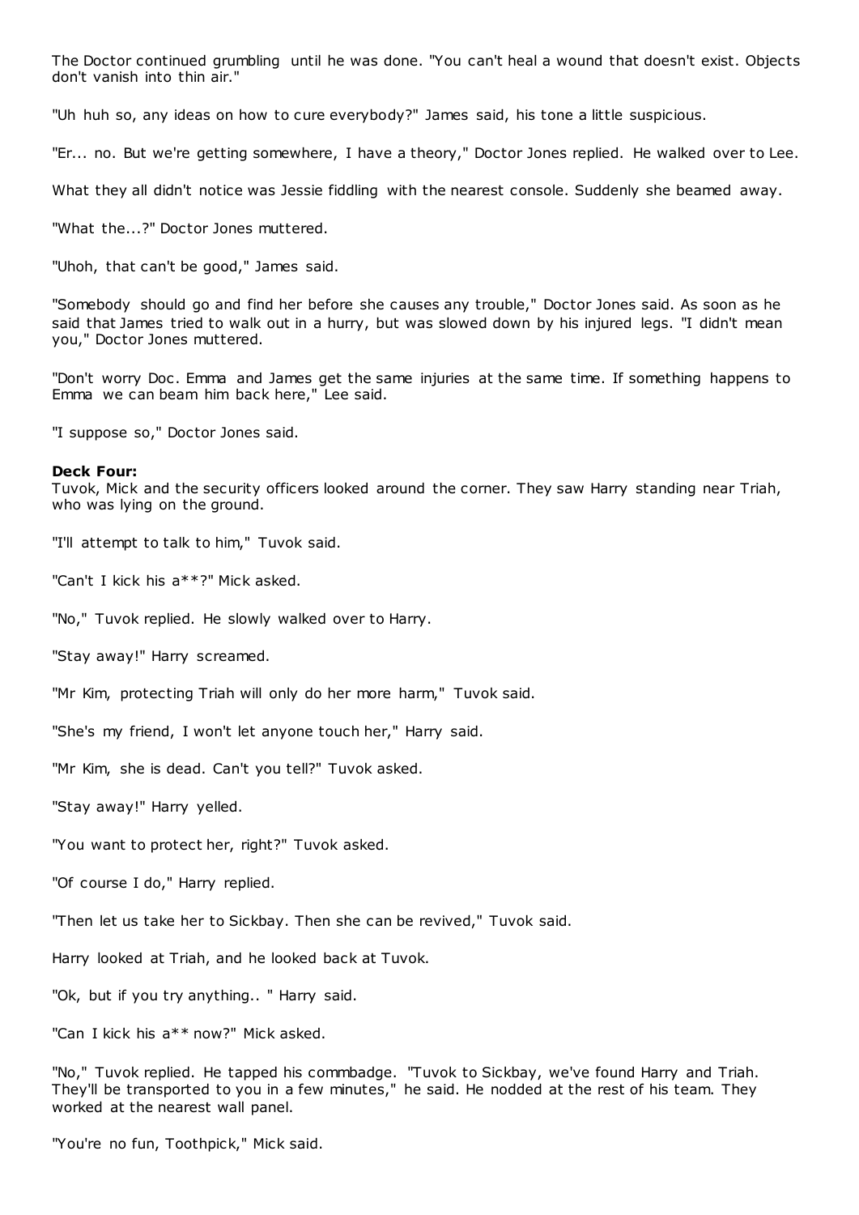The Doctor continued grumbling until he was done. "You can't heal a wound that doesn't exist. Objects don't vanish into thin air."

"Uh huh so, any ideas on how to cure everybody?" James said, his tone a little suspicious.

"Er... no. But we're getting somewhere, I have a theory," Doctor Jones replied. He walked over to Lee.

What they all didn't notice was Jessie fiddling with the nearest console. Suddenly she beamed away.

"What the...?" Doctor Jones muttered.

"Uhoh, that can't be good," James said.

"Somebody should go and find her before she causes any trouble," Doctor Jones said. As soon as he said that James tried to walk out in a hurry, but was slowed down by his injured legs. "I didn't mean you," Doctor Jones muttered.

"Don't worry Doc. Emma and James get the same injuries at the same time. If something happens to Emma we can beam him back here," Lee said.

"I suppose so," Doctor Jones said.

**Deck Four:**
Tuvok, Mick and the security officers looked around the corner. They saw Harry standing near Triah, who was lying on the ground.

"I'll attempt to talk to him," Tuvok said.

"Can't I kick his a**?" Mick asked.

"No," Tuvok replied. He slowly walked over to Harry.

"Stay away!" Harry screamed.

"Mr Kim, protecting Triah will only do her more harm," Tuvok said.

"She's my friend, I won't let anyone touch her," Harry said.

"Mr Kim, she is dead. Can't you tell?" Tuvok asked.

"Stay away!" Harry yelled.

"You want to protect her, right?" Tuvok asked.

"Of course I do," Harry replied.

"Then let us take her to Sickbay. Then she can be revived," Tuvok said.

Harry looked at Triah, and he looked back at Tuvok.

"Ok, but if you try anything.. " Harry said.

"Can I kick his a** now?" Mick asked.

"No," Tuvok replied. He tapped his commbadge. "Tuvok to Sickbay, we've found Harry and Triah. They'll be transported to you in a few minutes," he said. He nodded at the rest of his team. They worked at the nearest wall panel.

"You're no fun, Toothpick," Mick said.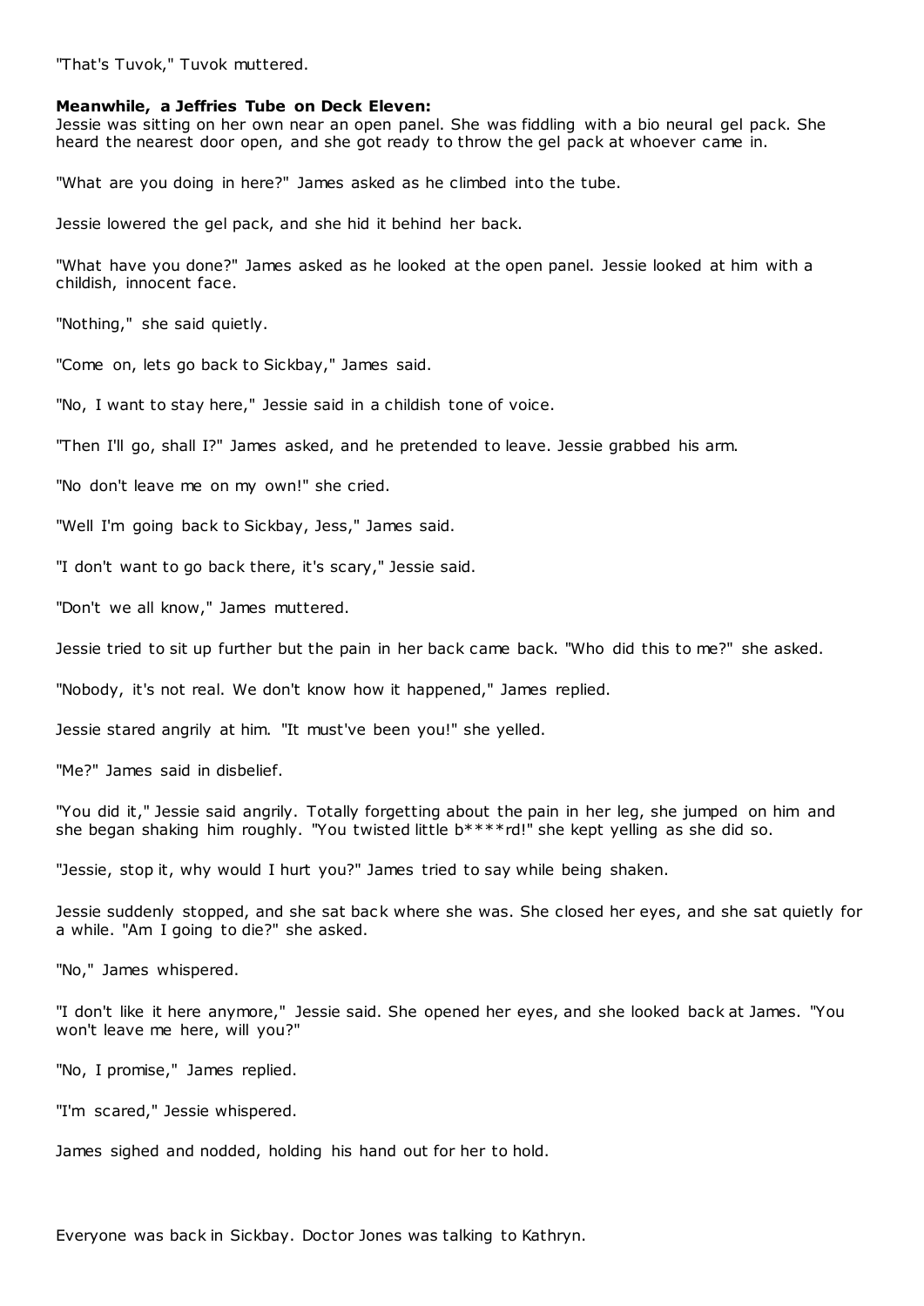"That's Tuvok," Tuvok muttered.

**Meanwhile, a Jeffries Tube on Deck Eleven:**
Jessie was sitting on her own near an open panel. She was fiddling with a bio neural gel pack. She heard the nearest door open, and she got ready to throw the gel pack at whoever came in.

"What are you doing in here?" James asked as he climbed into the tube.

Jessie lowered the gel pack, and she hid it behind her back.

"What have you done?" James asked as he looked at the open panel. Jessie looked at him with a childish, innocent face.

"Nothing," she said quietly.

"Come on, lets go back to Sickbay," James said.

"No, I want to stay here," Jessie said in a childish tone of voice.

"Then I'll go, shall I?" James asked, and he pretended to leave. Jessie grabbed his arm.

"No don't leave me on my own!" she cried.

"Well I'm going back to Sickbay, Jess," James said.

"I don't want to go back there, it's scary," Jessie said.

"Don't we all know," James muttered.

Jessie tried to sit up further but the pain in her back came back. "Who did this to me?" she asked.

"Nobody, it's not real. We don't know how it happened," James replied.

Jessie stared angrily at him. "It must've been you!" she yelled.

"Me?" James said in disbelief.

"You did it," Jessie said angrily. Totally forgetting about the pain in her leg, she jumped on him and she began shaking him roughly. "You twisted little b****rd!" she kept yelling as she did so.

"Jessie, stop it, why would I hurt you?" James tried to say while being shaken.

Jessie suddenly stopped, and she sat back where she was. She closed her eyes, and she sat quietly for a while. "Am I going to die?" she asked.

"No," James whispered.

"I don't like it here anymore," Jessie said. She opened her eyes, and she looked back at James. "You won't leave me here, will you?"

"No, I promise," James replied.

"I'm scared," Jessie whispered.

James sighed and nodded, holding his hand out for her to hold.

Everyone was back in Sickbay. Doctor Jones was talking to Kathryn.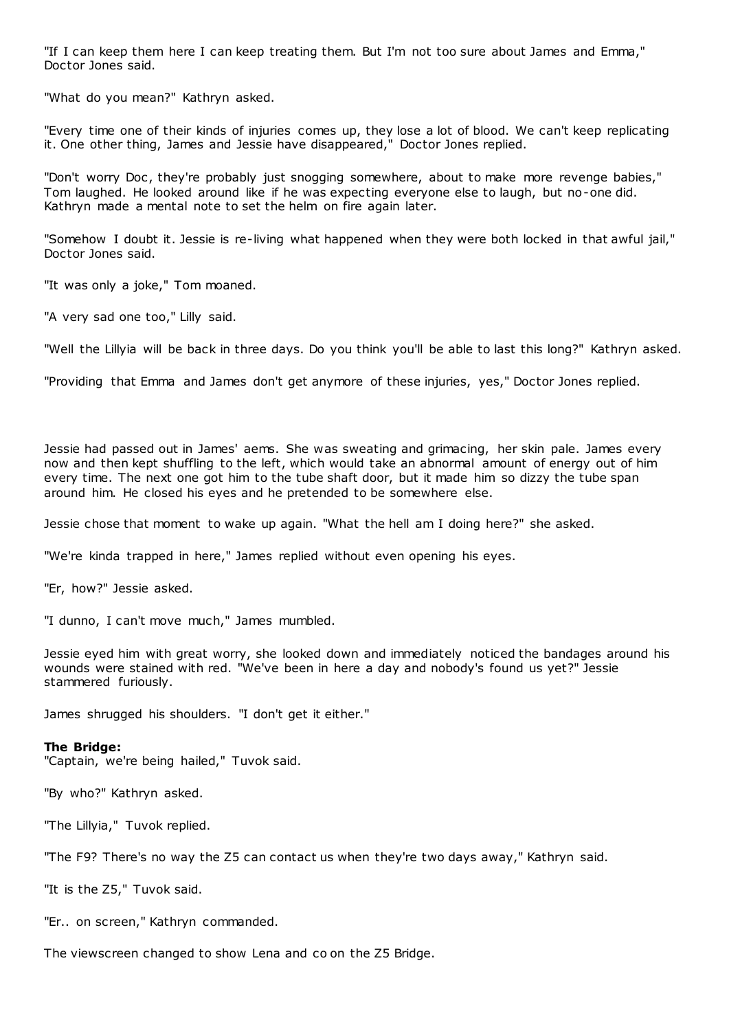"If I can keep them here I can keep treating them. But I'm not too sure about James and Emma," Doctor Jones said.

"What do you mean?" Kathryn asked.

"Every time one of their kinds of injuries comes up, they lose a lot of blood. We can't keep replicating it. One other thing, James and Jessie have disappeared," Doctor Jones replied.

"Don't worry Doc, they're probably just snogging somewhere, about to make more revenge babies," Tom laughed. He looked around like if he was expecting everyone else to laugh, but no-one did. Kathryn made a mental note to set the helm on fire again later.

"Somehow I doubt it. Jessie is re-living what happened when they were both locked in that awful jail," Doctor Jones said.

"It was only a joke," Tom moaned.

"A very sad one too," Lilly said.

"Well the Lillyia will be back in three days. Do you think you'll be able to last this long?" Kathryn asked.

"Providing that Emma and James don't get anymore of these injuries, yes," Doctor Jones replied.

Jessie had passed out in James' aems. She was sweating and grimacing, her skin pale. James every now and then kept shuffling to the left, which would take an abnormal amount of energy out of him every time. The next one got him to the tube shaft door, but it made him so dizzy the tube span around him. He closed his eyes and he pretended to be somewhere else.

Jessie chose that moment to wake up again. "What the hell am I doing here?" she asked.

"We're kinda trapped in here," James replied without even opening his eyes.

"Er, how?" Jessie asked.

"I dunno, I can't move much," James mumbled.

Jessie eyed him with great worry, she looked down and immediately noticed the bandages around his wounds were stained with red. "We've been in here a day and nobody's found us yet?" Jessie stammered furiously.

James shrugged his shoulders. "I don't get it either."

**The Bridge:**

"Captain, we're being hailed," Tuvok said.

"By who?" Kathryn asked.

"The Lillyia," Tuvok replied.

"The F9? There's no way the Z5 can contact us when they're two days away," Kathryn said.

"It is the Z5," Tuvok said.

"Er.. on screen," Kathryn commanded.

The viewscreen changed to show Lena and co on the Z5 Bridge.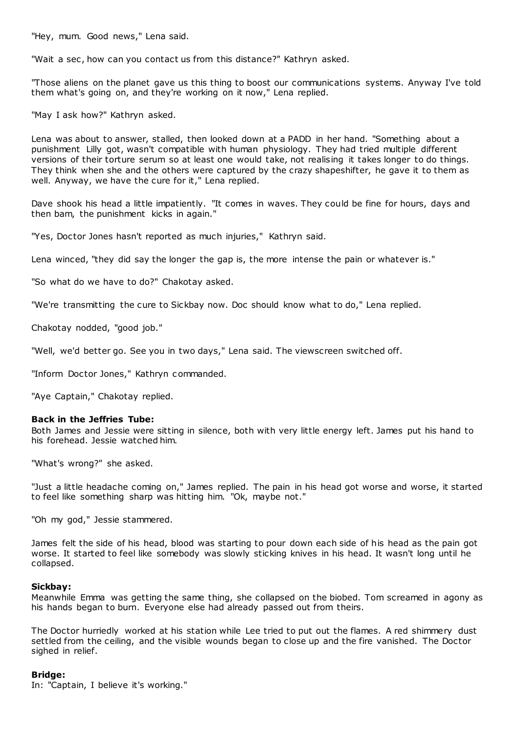"Hey, mum. Good news," Lena said.

"Wait a sec, how can you contact us from this distance?" Kathryn asked.

"Those aliens on the planet gave us this thing to boost our communications systems. Anyway I've told them what's going on, and they're working on it now," Lena replied.

"May I ask how?" Kathryn asked.

Lena was about to answer, stalled, then looked down at a PADD in her hand. "Something about a punishment Lilly got, wasn't compatible with human physiology. They had tried multiple different versions of their torture serum so at least one would take, not realising it takes longer to do things. They think when she and the others were captured by the crazy shapeshifter, he gave it to them as well. Anyway, we have the cure for it," Lena replied.

Dave shook his head a little impatiently. "It comes in waves. They could be fine for hours, days and then bam, the punishment kicks in again."

"Yes, Doctor Jones hasn't reported as much injuries," Kathryn said.

Lena winced, "they did say the longer the gap is, the more intense the pain or whatever is."

"So what do we have to do?" Chakotay asked.

"We're transmitting the cure to Sickbay now. Doc should know what to do," Lena replied.

Chakotay nodded, "good job."

"Well, we'd better go. See you in two days," Lena said. The viewscreen switched off.

"Inform Doctor Jones," Kathryn commanded.

"Aye Captain," Chakotay replied.

**Back in the Jeffries Tube:**
Both James and Jessie were sitting in silence, both with very little energy left. James put his hand to his forehead. Jessie watched him.

"What's wrong?" she asked.

"Just a little headache coming on," James replied. The pain in his head got worse and worse, it started to feel like something sharp was hitting him. "Ok, maybe not."

"Oh my god," Jessie stammered.

James felt the side of his head, blood was starting to pour down each side of his head as the pain got worse. It started to feel like somebody was slowly sticking knives in his head. It wasn't long until he collapsed.

**Sickbay:**
Meanwhile Emma was getting the same thing, she collapsed on the biobed. Tom screamed in agony as his hands began to burn. Everyone else had already passed out from theirs.

The Doctor hurriedly worked at his station while Lee tried to put out the flames. A red shimmery dust settled from the ceiling, and the visible wounds began to close up and the fire vanished. The Doctor sighed in relief.

**Bridge:**
In: "Captain, I believe it's working."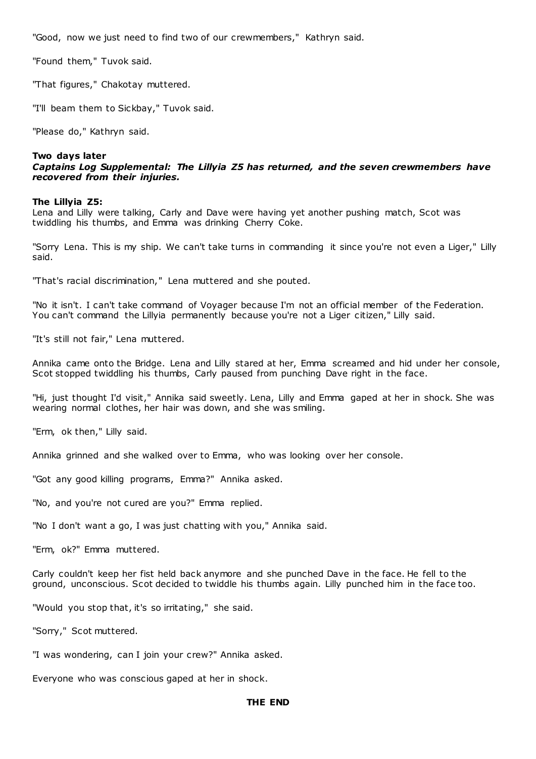"Good, now we just need to find two of our crewmembers," Kathryn said.

"Found them," Tuvok said.

"That figures," Chakotay muttered.

"I'll beam them to Sickbay," Tuvok said.

"Please do," Kathryn said.

**Two days later**
***Captains Log Supplemental: The Lillyia Z5 has returned, and the seven crewmembers have recovered from their injuries.***

**The Lillyia Z5:**
Lena and Lilly were talking, Carly and Dave were having yet another pushing match, Scot was twiddling his thumbs, and Emma was drinking Cherry Coke.

"Sorry Lena. This is my ship. We can't take turns in commanding it since you're not even a Liger," Lilly said.

"That's racial discrimination," Lena muttered and she pouted.

"No it isn't. I can't take command of Voyager because I'm not an official member of the Federation. You can't command the Lillyia permanently because you're not a Liger citizen," Lilly said.

"It's still not fair," Lena muttered.

Annika came onto the Bridge. Lena and Lilly stared at her, Emma screamed and hid under her console, Scot stopped twiddling his thumbs, Carly paused from punching Dave right in the face.

"Hi, just thought I'd visit," Annika said sweetly. Lena, Lilly and Emma gaped at her in shock. She was wearing normal clothes, her hair was down, and she was smiling.

"Erm, ok then," Lilly said.

Annika grinned and she walked over to Emma, who was looking over her console.

"Got any good killing programs, Emma?" Annika asked.

"No, and you're not cured are you?" Emma replied.

"No I don't want a go, I was just chatting with you," Annika said.

"Erm, ok?" Emma muttered.

Carly couldn't keep her fist held back anymore and she punched Dave in the face. He fell to the ground, unconscious. Scot decided to twiddle his thumbs again. Lilly punched him in the face too.

"Would you stop that, it's so irritating," she said.

"Sorry," Scot muttered.

"I was wondering, can I join your crew?" Annika asked.

Everyone who was conscious gaped at her in shock.

**THE END**